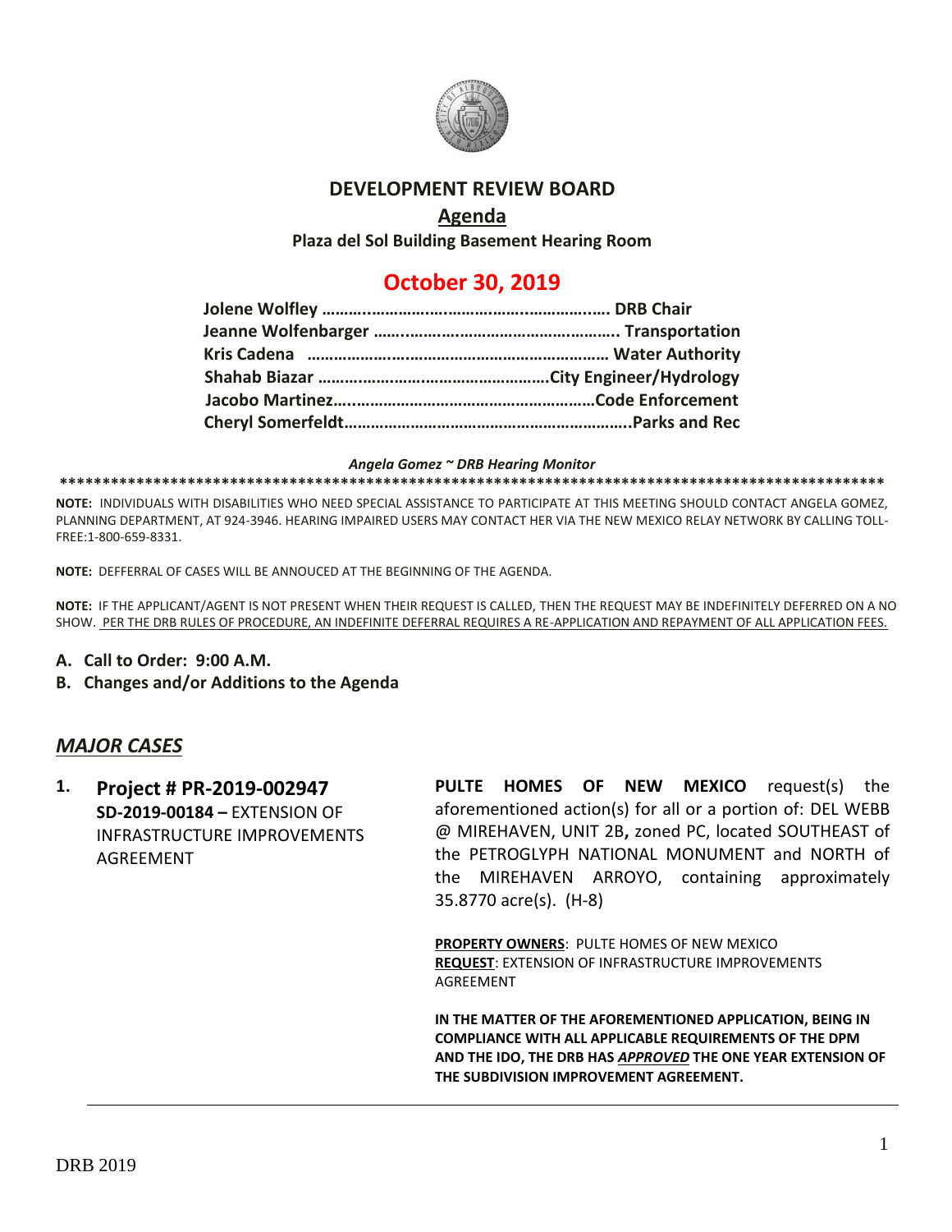# DEVELOPMENT REVIEW BOARD

## Agenda

**Plaza del Sol Building Basement Hearing Room**

## October 30, 2019

**Jolene Wolfley …………………………………………………….. DRB Chair**
**Jeanne Wolfenbarger ………………………………………………. Transportation**
**Kris Cadena ……………………………………………………… Water Authority**
**Shahab Biazar ……………………………………………City Engineer/Hydrology**
**Jacobo Martinez………………………………………………Code Enforcement**
**Cheryl Somerfeldt………………………………………………………..Parks and Rec**

***Angela Gomez ~ DRB Hearing Monitor***

**NOTE:** INDIVIDUALS WITH DISABILITIES WHO NEED SPECIAL ASSISTANCE TO PARTICIPATE AT THIS MEETING SHOULD CONTACT ANGELA GOMEZ, PLANNING DEPARTMENT, AT 924-3946. HEARING IMPAIRED USERS MAY CONTACT HER VIA THE NEW MEXICO RELAY NETWORK BY CALLING TOLL-FREE:1-800-659-8331.

**NOTE:** DEFFERRAL OF CASES WILL BE ANNOUCED AT THE BEGINNING OF THE AGENDA.

**NOTE:** IF THE APPLICANT/AGENT IS NOT PRESENT WHEN THEIR REQUEST IS CALLED, THEN THE REQUEST MAY BE INDEFINITELY DEFERRED ON A NO SHOW. PER THE DRB RULES OF PROCEDURE, AN INDEFINITE DEFERRAL REQUIRES A RE-APPLICATION AND REPAYMENT OF ALL APPLICATION FEES.

**A. Call to Order: 9:00 A.M.**

**B. Changes and/or Additions to the Agenda**

## *MAJOR CASES*

**1. Project # PR-2019-002947**
**SD-2019-00184 –** EXTENSION OF INFRASTRUCTURE IMPROVEMENTS AGREEMENT

**PULTE HOMES OF NEW MEXICO** request(s) the aforementioned action(s) for all or a portion of: DEL WEBB @ MIREHAVEN, UNIT 2B**,** zoned PC, located SOUTHEAST of the PETROGLYPH NATIONAL MONUMENT and NORTH of the MIREHAVEN ARROYO, containing approximately 35.8770 acre(s). (H-8)

**PROPERTY OWNERS**: PULTE HOMES OF NEW MEXICO
**REQUEST**: EXTENSION OF INFRASTRUCTURE IMPROVEMENTS AGREEMENT

**IN THE MATTER OF THE AFOREMENTIONED APPLICATION, BEING IN COMPLIANCE WITH ALL APPLICABLE REQUIREMENTS OF THE DPM AND THE IDO, THE DRB HAS *APPROVED* THE ONE YEAR EXTENSION OF THE SUBDIVISION IMPROVEMENT AGREEMENT.**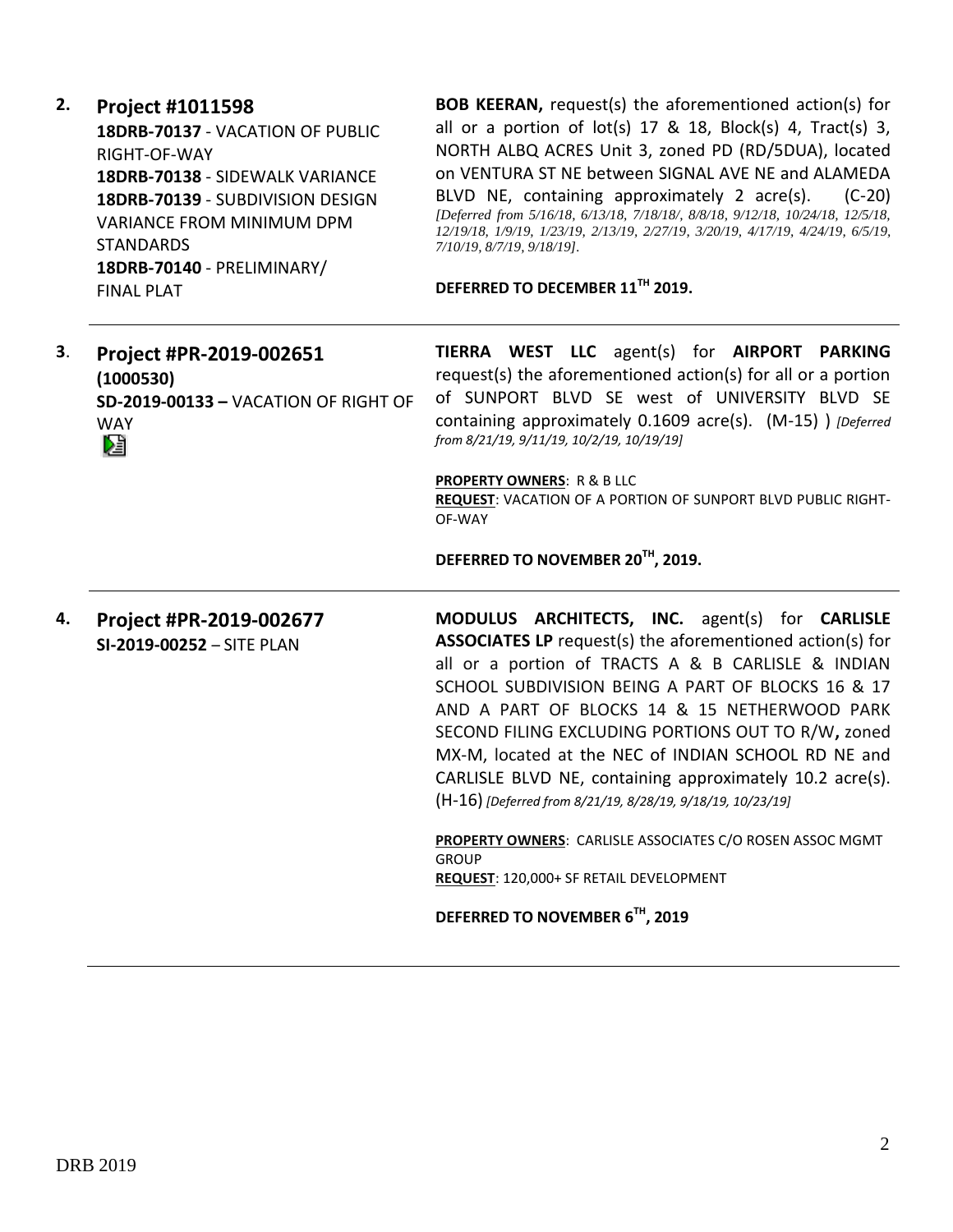**2. Project #1011598**
**18DRB-70137** - VACATION OF PUBLIC RIGHT-OF-WAY
**18DRB-70138** - SIDEWALK VARIANCE
**18DRB-70139** - SUBDIVISION DESIGN VARIANCE FROM MINIMUM DPM STANDARDS
**18DRB-70140** - PRELIMINARY/ FINAL PLAT

**BOB KEERAN,** request(s) the aforementioned action(s) for all or a portion of lot(s) 17 & 18, Block(s) 4, Tract(s) 3, NORTH ALBQ ACRES Unit 3, zoned PD (RD/5DUA), located on VENTURA ST NE between SIGNAL AVE NE and ALAMEDA BLVD NE, containing approximately 2 acre(s). (C-20) *[Deferred from 5/16/18, 6/13/18, 7/18/18/, 8/8/18, 9/12/18, 10/24/18, 12/5/18, 12/19/18, 1/9/19, 1/23/19, 2/13/19, 2/27/19, 3/20/19, 4/17/19, 4/24/19, 6/5/19, 7/10/19, 8/7/19, 9/18/19].*

**DEFERRED TO DECEMBER 11TH 2019.**

---

**3. Project #PR-2019-002651 (1000530)**
**SD-2019-00133 –** VACATION OF RIGHT OF WAY

**TIERRA WEST LLC** agent(s) for **AIRPORT PARKING** request(s) the aforementioned action(s) for all or a portion of SUNPORT BLVD SE west of UNIVERSITY BLVD SE containing approximately 0.1609 acre(s). (M-15) ) *[Deferred from 8/21/19, 9/11/19, 10/2/19, 10/19/19]*

**PROPERTY OWNERS**: R & B LLC
**REQUEST**: VACATION OF A PORTION OF SUNPORT BLVD PUBLIC RIGHT-OF-WAY

**DEFERRED TO NOVEMBER 20TH, 2019.**

---

**4. Project #PR-2019-002677**
**SI-2019-00252** – SITE PLAN

**MODULUS ARCHITECTS, INC.** agent(s) for **CARLISLE ASSOCIATES LP** request(s) the aforementioned action(s) for all or a portion of TRACTS A & B CARLISLE & INDIAN SCHOOL SUBDIVISION BEING A PART OF BLOCKS 16 & 17 AND A PART OF BLOCKS 14 & 15 NETHERWOOD PARK SECOND FILING EXCLUDING PORTIONS OUT TO R/W**,** zoned MX-M, located at the NEC of INDIAN SCHOOL RD NE and CARLISLE BLVD NE, containing approximately 10.2 acre(s). (H-16) *[Deferred from 8/21/19, 8/28/19, 9/18/19, 10/23/19]*

**PROPERTY OWNERS**: CARLISLE ASSOCIATES C/O ROSEN ASSOC MGMT GROUP
**REQUEST**: 120,000+ SF RETAIL DEVELOPMENT

**DEFERRED TO NOVEMBER 6TH, 2019**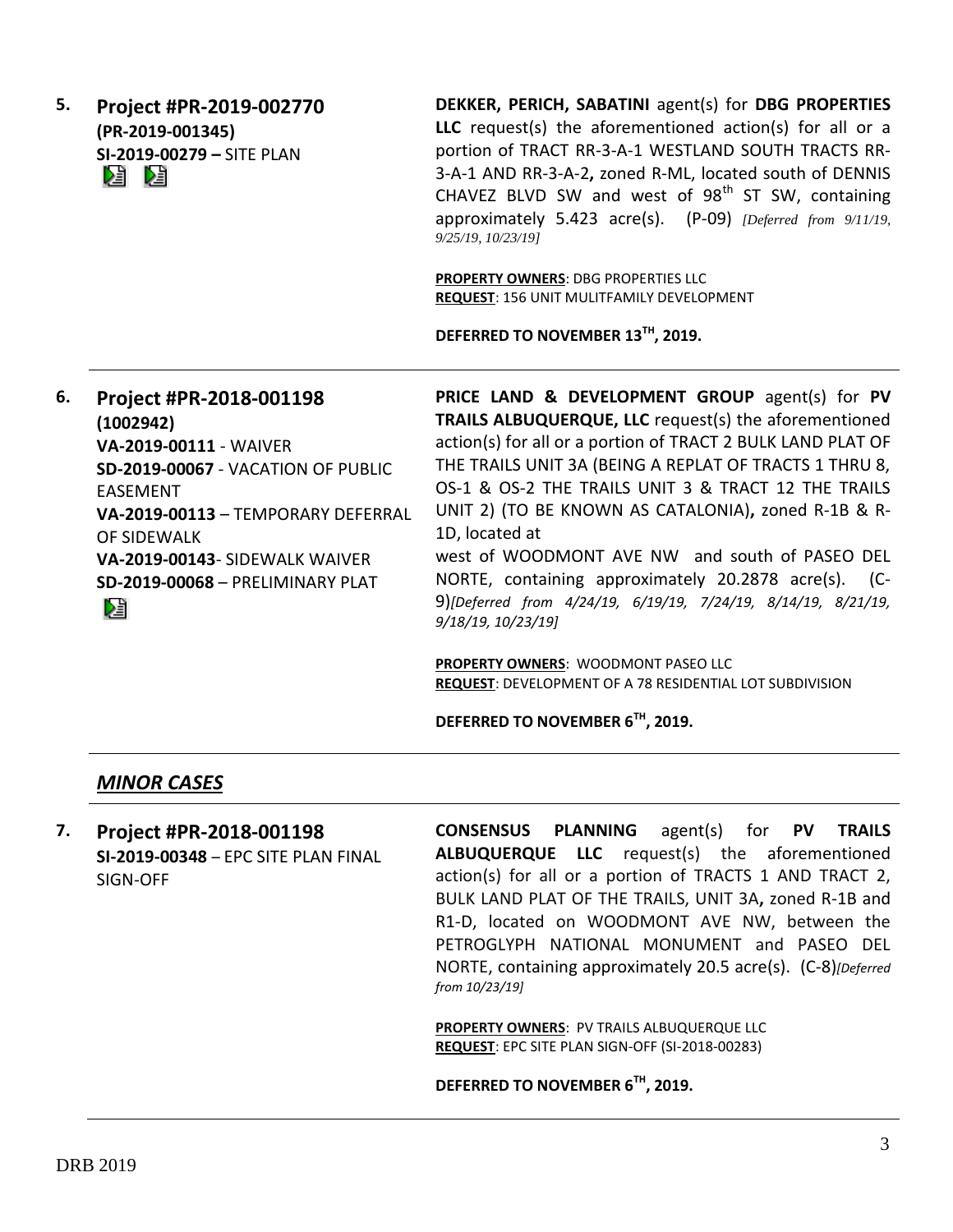**5. Project #PR-2019-002770**
**(PR-2019-001345)**
**SI-2019-00279 –** SITE PLAN

**DEKKER, PERICH, SABATINI** agent(s) for **DBG PROPERTIES LLC** request(s) the aforementioned action(s) for all or a portion of TRACT RR-3-A-1 WESTLAND SOUTH TRACTS RR-3-A-1 AND RR-3-A-2**,** zoned R-ML, located south of DENNIS CHAVEZ BLVD SW and west of 98th ST SW, containing approximately 5.423 acre(s). (P-09) *[Deferred from 9/11/19, 9/25/19, 10/23/19]*

**PROPERTY OWNERS**: DBG PROPERTIES LLC
**REQUEST**: 156 UNIT MULITFAMILY DEVELOPMENT

**DEFERRED TO NOVEMBER 13TH, 2019.**

---

**6. Project #PR-2018-001198**
**(1002942)**
**VA-2019-00111** - WAIVER
**SD-2019-00067** - VACATION OF PUBLIC EASEMENT
**VA-2019-00113** – TEMPORARY DEFERRAL OF SIDEWALK
**VA-2019-00143**- SIDEWALK WAIVER
**SD-2019-00068** – PRELIMINARY PLAT

**PRICE LAND & DEVELOPMENT GROUP** agent(s) for **PV TRAILS ALBUQUERQUE, LLC** request(s) the aforementioned action(s) for all or a portion of TRACT 2 BULK LAND PLAT OF THE TRAILS UNIT 3A (BEING A REPLAT OF TRACTS 1 THRU 8, OS-1 & OS-2 THE TRAILS UNIT 3 & TRACT 12 THE TRAILS UNIT 2) (TO BE KNOWN AS CATALONIA)**,** zoned R-1B & R-1D, located at west of WOODMONT AVE NW and south of PASEO DEL NORTE, containing approximately 20.2878 acre(s). (C-9)*[Deferred from 4/24/19, 6/19/19, 7/24/19, 8/14/19, 8/21/19, 9/18/19, 10/23/19]*

**PROPERTY OWNERS**: WOODMONT PASEO LLC
**REQUEST**: DEVELOPMENT OF A 78 RESIDENTIAL LOT SUBDIVISION

**DEFERRED TO NOVEMBER 6TH, 2019.**

---

## *MINOR CASES*

**7. Project #PR-2018-001198**
**SI-2019-00348** – EPC SITE PLAN FINAL SIGN-OFF

**CONSENSUS PLANNING** agent(s) for **PV TRAILS ALBUQUERQUE LLC** request(s) the aforementioned action(s) for all or a portion of TRACTS 1 AND TRACT 2, BULK LAND PLAT OF THE TRAILS, UNIT 3A**,** zoned R-1B and R1-D, located on WOODMONT AVE NW, between the PETROGLYPH NATIONAL MONUMENT and PASEO DEL NORTE, containing approximately 20.5 acre(s). (C-8)*[Deferred from 10/23/19]*

**PROPERTY OWNERS**: PV TRAILS ALBUQUERQUE LLC
**REQUEST**: EPC SITE PLAN SIGN-OFF (SI-2018-00283)

**DEFERRED TO NOVEMBER 6TH, 2019.**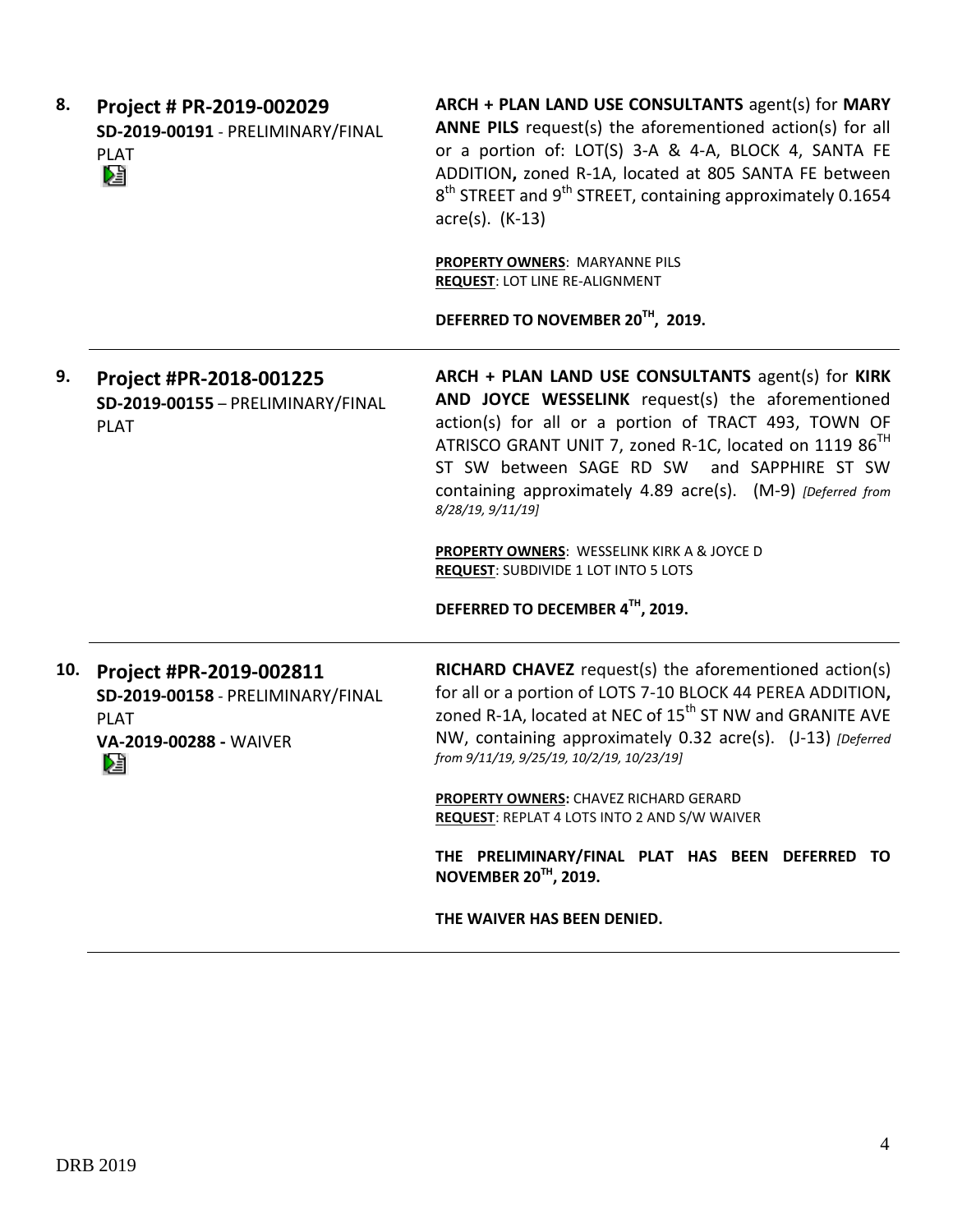**8. Project # PR-2019-002029**
**SD-2019-00191** - PRELIMINARY/FINAL PLAT

**ARCH + PLAN LAND USE CONSULTANTS** agent(s) for **MARY ANNE PILS** request(s) the aforementioned action(s) for all or a portion of: LOT(S) 3-A & 4-A, BLOCK 4, SANTA FE ADDITION**,** zoned R-1A, located at 805 SANTA FE between 8th STREET and 9th STREET, containing approximately 0.1654 acre(s). (K-13)

**PROPERTY OWNERS**: MARYANNE PILS
**REQUEST**: LOT LINE RE-ALIGNMENT

**DEFERRED TO NOVEMBER 20TH, 2019.**

---

**9. Project #PR-2018-001225**
**SD-2019-00155** – PRELIMINARY/FINAL PLAT

**ARCH + PLAN LAND USE CONSULTANTS** agent(s) for **KIRK AND JOYCE WESSELINK** request(s) the aforementioned action(s) for all or a portion of TRACT 493, TOWN OF ATRISCO GRANT UNIT 7, zoned R-1C, located on 1119 86TH ST SW between SAGE RD SW and SAPPHIRE ST SW containing approximately 4.89 acre(s). (M-9) *[Deferred from 8/28/19, 9/11/19]*

**PROPERTY OWNERS**: WESSELINK KIRK A & JOYCE D
**REQUEST**: SUBDIVIDE 1 LOT INTO 5 LOTS

**DEFERRED TO DECEMBER 4TH, 2019.**

---

**10. Project #PR-2019-002811**
**SD-2019-00158** - PRELIMINARY/FINAL PLAT
**VA-2019-00288 -** WAIVER

**RICHARD CHAVEZ** request(s) the aforementioned action(s) for all or a portion of LOTS 7-10 BLOCK 44 PEREA ADDITION**,** zoned R-1A, located at NEC of 15th ST NW and GRANITE AVE NW, containing approximately 0.32 acre(s). (J-13) *[Deferred from 9/11/19, 9/25/19, 10/2/19, 10/23/19]*

**PROPERTY OWNERS:** CHAVEZ RICHARD GERARD
**REQUEST**: REPLAT 4 LOTS INTO 2 AND S/W WAIVER

**THE PRELIMINARY/FINAL PLAT HAS BEEN DEFERRED TO NOVEMBER 20TH, 2019.**

**THE WAIVER HAS BEEN DENIED.**

---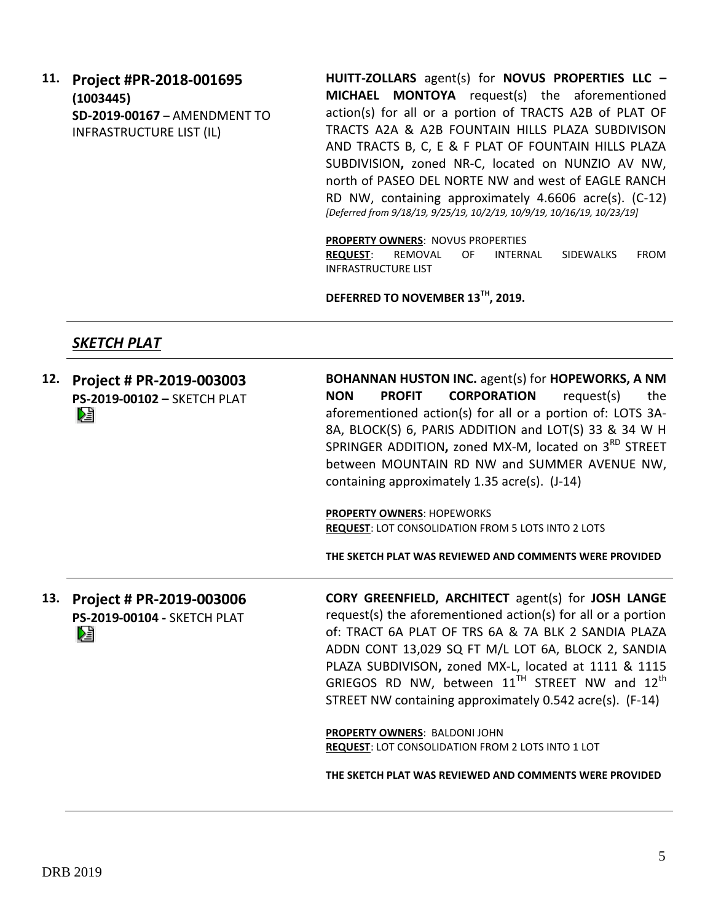**11. Project #PR-2018-001695 (1003445)**
**SD-2019-00167** – AMENDMENT TO INFRASTRUCTURE LIST (IL)

**HUITT-ZOLLARS** agent(s) for **NOVUS PROPERTIES LLC – MICHAEL MONTOYA** request(s) the aforementioned action(s) for all or a portion of TRACTS A2B of PLAT OF TRACTS A2A & A2B FOUNTAIN HILLS PLAZA SUBDIVISON AND TRACTS B, C, E & F PLAT OF FOUNTAIN HILLS PLAZA SUBDIVISION**,** zoned NR-C, located on NUNZIO AV NW, north of PASEO DEL NORTE NW and west of EAGLE RANCH RD NW, containing approximately 4.6606 acre(s). (C-12) *[Deferred from 9/18/19, 9/25/19, 10/2/19, 10/9/19, 10/16/19, 10/23/19]*

**PROPERTY OWNERS**: NOVUS PROPERTIES
**REQUEST**: REMOVAL OF INTERNAL SIDEWALKS FROM INFRASTRUCTURE LIST

**DEFERRED TO NOVEMBER 13TH, 2019.**

---

## *SKETCH PLAT*

---

**12. Project # PR-2019-003003**
**PS-2019-00102 –** SKETCH PLAT

**BOHANNAN HUSTON INC.** agent(s) for **HOPEWORKS, A NM NON PROFIT CORPORATION** request(s) the aforementioned action(s) for all or a portion of: LOTS 3A-8A, BLOCK(S) 6, PARIS ADDITION and LOT(S) 33 & 34 W H SPRINGER ADDITION**,** zoned MX-M, located on 3RD STREET between MOUNTAIN RD NW and SUMMER AVENUE NW, containing approximately 1.35 acre(s). (J-14)

**PROPERTY OWNERS**: HOPEWORKS
**REQUEST**: LOT CONSOLIDATION FROM 5 LOTS INTO 2 LOTS

**THE SKETCH PLAT WAS REVIEWED AND COMMENTS WERE PROVIDED**

---

**13. Project # PR-2019-003006**
**PS-2019-00104 -** SKETCH PLAT

**CORY GREENFIELD, ARCHITECT** agent(s) for **JOSH LANGE** request(s) the aforementioned action(s) for all or a portion of: TRACT 6A PLAT OF TRS 6A & 7A BLK 2 SANDIA PLAZA ADDN CONT 13,029 SQ FT M/L LOT 6A, BLOCK 2, SANDIA PLAZA SUBDIVISON**,** zoned MX-L, located at 1111 & 1115 GRIEGOS RD NW, between 11TH STREET NW and 12th STREET NW containing approximately 0.542 acre(s). (F-14)

**PROPERTY OWNERS**: BALDONI JOHN
**REQUEST**: LOT CONSOLIDATION FROM 2 LOTS INTO 1 LOT

**THE SKETCH PLAT WAS REVIEWED AND COMMENTS WERE PROVIDED**

---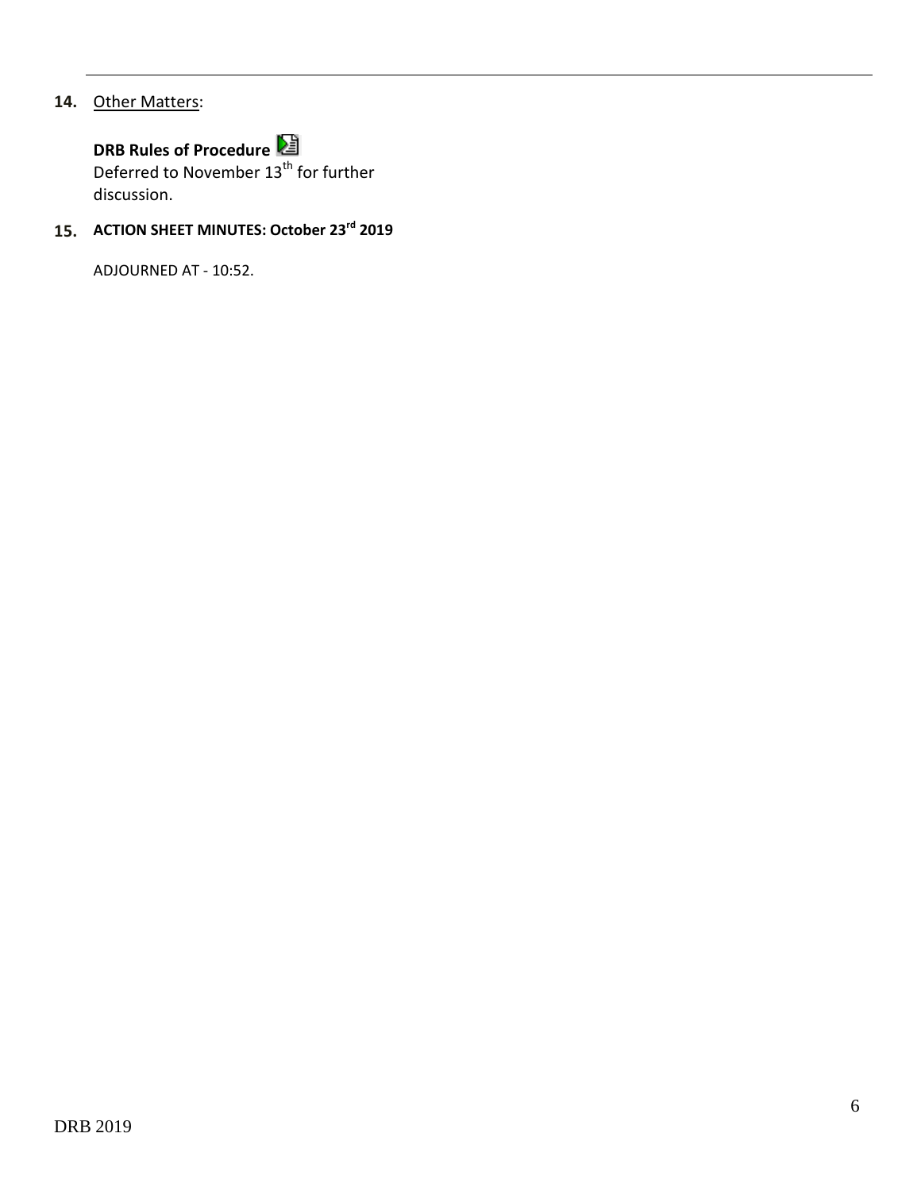**14.** <u>Other Matters</u>:

**DRB Rules of Procedure**

Deferred to November 13th for further discussion.

**15. ACTION SHEET MINUTES: October 23rd 2019**

ADJOURNED AT - 10:52.